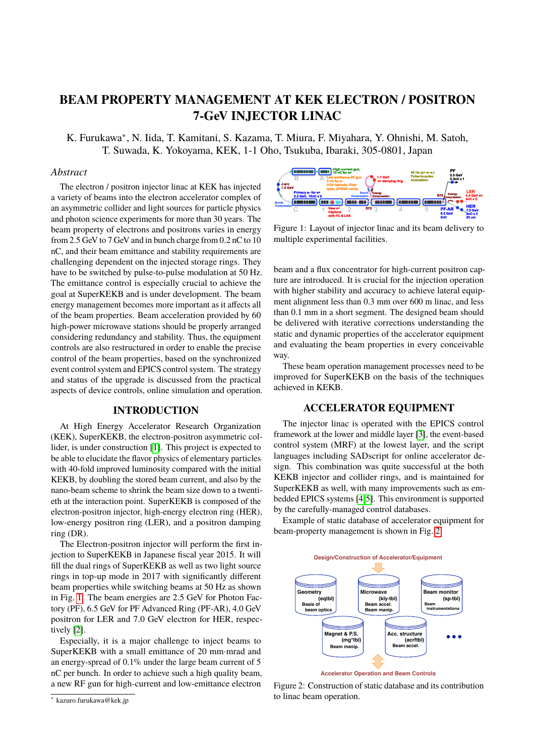# BEAM PROPERTY MANAGEMENT AT KEK ELECTRON / POSITRON 7-GeV INJECTOR LINAC

K. Furukawa*, N. Iida, T. Kamitani, S. Kazama, T. Miura, F. Miyahara, Y. Ohnishi, M. Satoh, T. Suwada, K. Yokoyama, KEK, 1-1 Oho, Tsukuba, Ibaraki, 305-0801, Japan

## *Abstract*

The electron / positron injector linac at KEK has injected a variety of beams into the electron accelerator complex of an asymmetric collider and light sources for particle physics and photon science experiments for more than 30 years. The beam property of electrons and positrons varies in energy from 2.5 GeV to 7 GeV and in bunch charge from 0.2 nC to 10 nC, and their beam emittance and stability requirements are challenging dependent on the injected storage rings. They have to be switched by pulse-to-pulse modulation at 50 Hz. The emittance control is especially crucial to achieve the goal at SuperKEKB and is under development. The beam energy management becomes more important as it affects all of the beam properties. Beam acceleration provided by 60 high-power microwave stations should be properly arranged considering redundancy and stability. Thus, the equipment controls are also restructured in order to enable the precise control of the beam properties, based on the synchronized event control system and EPICS control system. The strategy and status of the upgrade is discussed from the practical aspects of device controls, online simulation and operation.

## INTRODUCTION

At High Energy Accelerator Research Organization (KEK), SuperKEKB, the electron-positron asymmetric collider, is under construction [1]. This project is expected to be able to elucidate the flavor physics of elementary particles with 40-fold improved luminosity compared with the initial KEKB, by doubling the stored beam current, and also by the nano-beam scheme to shrink the beam size down to a twentieth at the interaction point. SuperKEKB is composed of the electron-positron injector, high-energy electron ring (HER), low-energy positron ring (LER), and a positron damping ring (DR).

The Electron-positron injector will perform the first injection to SuperKEKB in Japanese fiscal year 2015. It will fill the dual rings of SuperKEKB as well as two light source rings in top-up mode in 2017 with significantly different beam properties while switching beams at 50 Hz as shown in Fig. 1. The beam energies are 2.5 GeV for Photon Factory (PF), 6.5 GeV for PF Advanced Ring (PF-AR), 4.0 GeV positron for LER and 7.0 GeV electron for HER, respectively [2].

Especially, it is a major challenge to inject beams to SuperKEKB with a small emittance of 20 mm·mrad and an energy-spread of 0.1% under the large beam current of 5 nC per bunch. In order to achieve such a high quality beam, a new RF gun for high-current and low-emittance electron beam and a flux concentrator for high-current positron capture are introduced. It is crucial for the injection operation with higher stability and accuracy to achieve lateral equipment alignment less than 0.3 mm over 600 m linac, and less than 0.1 mm in a short segment. The designed beam should be delivered with iterative corrections understanding the static and dynamic properties of the accelerator equipment and evaluating the beam properties in every conceivable way.

These beam operation management processes need to be improved for SuperKEKB on the basis of the techniques achieved in KEKB.

Figure 1: Layout of injector linac and its beam delivery to multiple experimental facilities.

## ACCELERATOR EQUIPMENT

The injector linac is operated with the EPICS control framework at the lower and middle layer [3], the event-based control system (MRF) at the lowest layer, and the script languages including SADscript for online accelerator design. This combination was quite successful at the both KEKB injector and collider rings, and is maintained for SuperKEKB as well, with many improvements such as embedded EPICS systems [4,5]. This environment is supported by the carefully-managed control databases.

Example of static database of accelerator equipment for beam-property management is shown in Fig. 2.

Figure 2: Construction of static database and its contribution to linac beam operation.

* kazuro.furukawa@kek.jp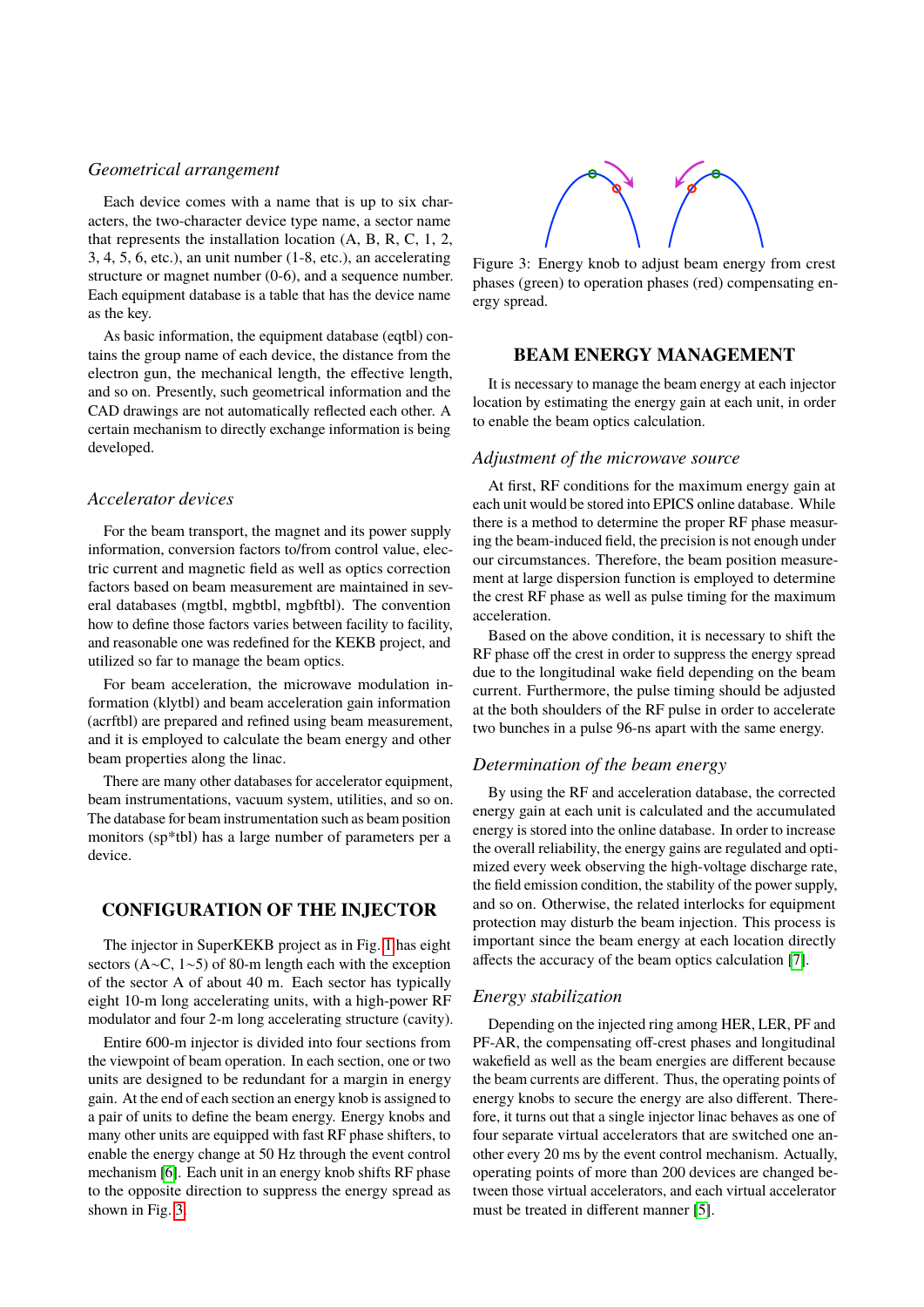### *Geometrical arrangement*

Each device comes with a name that is up to six characters, the two-character device type name, a sector name that represents the installation location (A, B, R, C, 1, 2, 3, 4, 5, 6, etc.), an unit number (1-8, etc.), an accelerating structure or magnet number (0-6), and a sequence number. Each equipment database is a table that has the device name as the key.

As basic information, the equipment database (eqtbl) contains the group name of each device, the distance from the electron gun, the mechanical length, the effective length, and so on. Presently, such geometrical information and the CAD drawings are not automatically reflected each other. A certain mechanism to directly exchange information is being developed.

### *Accelerator devices*

For the beam transport, the magnet and its power supply information, conversion factors to/from control value, electric current and magnetic field as well as optics correction factors based on beam measurement are maintained in several databases (mgtbl, mgbtbl, mgbftbl). The convention how to define those factors varies between facility to facility, and reasonable one was redefined for the KEKB project, and utilized so far to manage the beam optics.

For beam acceleration, the microwave modulation information (klytbl) and beam acceleration gain information (acrftbl) are prepared and refined using beam measurement, and it is employed to calculate the beam energy and other beam properties along the linac.

There are many other databases for accelerator equipment, beam instrumentations, vacuum system, utilities, and so on. The database for beam instrumentation such as beam position monitors (sp*tbl) has a large number of parameters per a device.

## CONFIGURATION OF THE INJECTOR

The injector in SuperKEKB project as in Fig. 1 has eight sectors (A~C, 1~5) of 80-m length each with the exception of the sector A of about 40 m. Each sector has typically eight 10-m long accelerating units, with a high-power RF modulator and four 2-m long accelerating structure (cavity).

Entire 600-m injector is divided into four sections from the viewpoint of beam operation. In each section, one or two units are designed to be redundant for a margin in energy gain. At the end of each section an energy knob is assigned to a pair of units to define the beam energy. Energy knobs and many other units are equipped with fast RF phase shifters, to enable the energy change at 50 Hz through the event control mechanism [6]. Each unit in an energy knob shifts RF phase to the opposite direction to suppress the energy spread as shown in Fig. 3.

Figure 3: Energy knob to adjust beam energy from crest phases (green) to operation phases (red) compensating energy spread.

## BEAM ENERGY MANAGEMENT

It is necessary to manage the beam energy at each injector location by estimating the energy gain at each unit, in order to enable the beam optics calculation.

### *Adjustment of the microwave source*

At first, RF conditions for the maximum energy gain at each unit would be stored into EPICS online database. While there is a method to determine the proper RF phase measuring the beam-induced field, the precision is not enough under our circumstances. Therefore, the beam position measurement at large dispersion function is employed to determine the crest RF phase as well as pulse timing for the maximum acceleration.

Based on the above condition, it is necessary to shift the RF phase off the crest in order to suppress the energy spread due to the longitudinal wake field depending on the beam current. Furthermore, the pulse timing should be adjusted at the both shoulders of the RF pulse in order to accelerate two bunches in a pulse 96-ns apart with the same energy.

### *Determination of the beam energy*

By using the RF and acceleration database, the corrected energy gain at each unit is calculated and the accumulated energy is stored into the online database. In order to increase the overall reliability, the energy gains are regulated and optimized every week observing the high-voltage discharge rate, the field emission condition, the stability of the power supply, and so on. Otherwise, the related interlocks for equipment protection may disturb the beam injection. This process is important since the beam energy at each location directly affects the accuracy of the beam optics calculation [7].

### *Energy stabilization*

Depending on the injected ring among HER, LER, PF and PF-AR, the compensating off-crest phases and longitudinal wakefield as well as the beam energies are different because the beam currents are different. Thus, the operating points of energy knobs to secure the energy are also different. Therefore, it turns out that a single injector linac behaves as one of four separate virtual accelerators that are switched one another every 20 ms by the event control mechanism. Actually, operating points of more than 200 devices are changed between those virtual accelerators, and each virtual accelerator must be treated in different manner [5].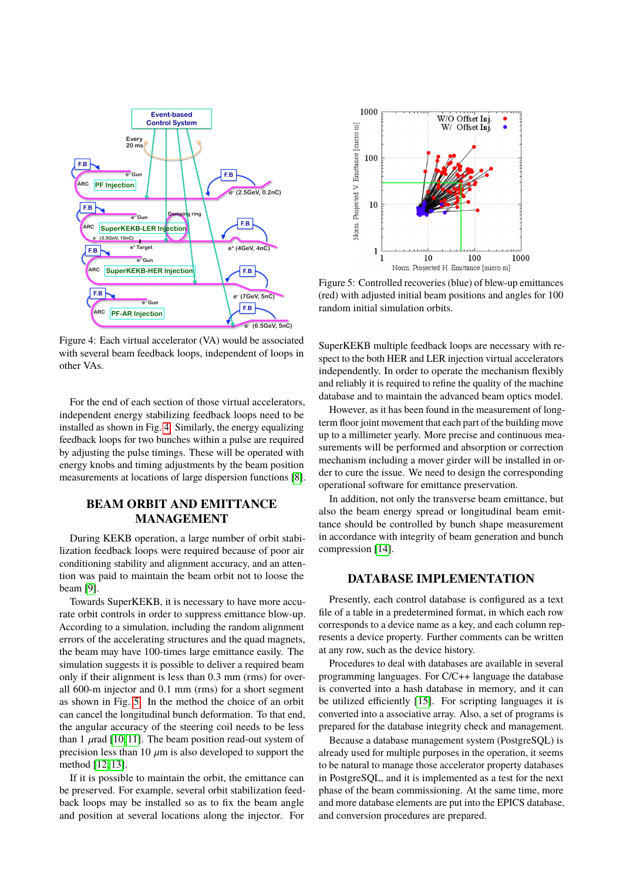Figure 4: Each virtual accelerator (VA) would be associated with several beam feedback loops, independent of loops in other VAs.

For the end of each section of those virtual accelerators, independent energy stabilizing feedback loops need to be installed as shown in Fig. 4. Similarly, the energy equalizing feedback loops for two bunches within a pulse are required by adjusting the pulse timings. These will be operated with energy knobs and timing adjustments by the beam position measurements at locations of large dispersion functions [8].

## BEAM ORBIT AND EMITTANCE MANAGEMENT

During KEKB operation, a large number of orbit stabilization feedback loops were required because of poor air conditioning stability and alignment accuracy, and an attention was paid to maintain the beam orbit not to loose the beam [9].

Towards SuperKEKB, it is necessary to have more accurate orbit controls in order to suppress emittance blow-up. According to a simulation, including the random alignment errors of the accelerating structures and the quad magnets, the beam may have 100-times large emittance easily. The simulation suggests it is possible to deliver a required beam only if their alignment is less than 0.3 mm (rms) for overall 600-m injector and 0.1 mm (rms) for a short segment as shown in Fig. 5. In the method the choice of an orbit can cancel the longitudinal bunch deformation. To that end, the angular accuracy of the steering coil needs to be less than 1 $\mu$rad [10, 11]. The beam position read-out system of precision less than 10 $\mu$m is also developed to support the method [12, 13].

If it is possible to maintain the orbit, the emittance can be preserved. For example, several orbit stabilization feedback loops may be installed so as to fix the beam angle and position at several locations along the injector. For SuperKEKB multiple feedback loops are necessary with respect to the both HER and LER injection virtual accelerators independently. In order to operate the mechanism flexibly and reliably it is required to refine the quality of the machine database and to maintain the advanced beam optics model.

Figure 5: Controlled recoveries (blue) of blew-up emittances (red) with adjusted initial beam positions and angles for 100 random initial simulation orbits.

However, as it has been found in the measurement of long-term floor joint movement that each part of the building move up to a millimeter yearly. More precise and continuous measurements will be performed and absorption or correction mechanism including a mover girder will be installed in order to cure the issue. We need to design the corresponding operational software for emittance preservation.

In addition, not only the transverse beam emittance, but also the beam energy spread or longitudinal beam emittance should be controlled by bunch shape measurement in accordance with integrity of beam generation and bunch compression [14].

## DATABASE IMPLEMENTATION

Presently, each control database is configured as a text file of a table in a predetermined format, in which each row corresponds to a device name as a key, and each column represents a device property. Further comments can be written at any row, such as the device history.

Procedures to deal with databases are available in several programming languages. For C/C++ language the database is converted into a hash database in memory, and it can be utilized efficiently [15]. For scripting languages it is converted into a associative array. Also, a set of programs is prepared for the database integrity check and management.

Because a database management system (PostgreSQL) is already used for multiple purposes in the operation, it seems to be natural to manage those accelerator property databases in PostgreSQL, and it is implemented as a test for the next phase of the beam commissioning. At the same time, more and more database elements are put into the EPICS database, and conversion procedures are prepared.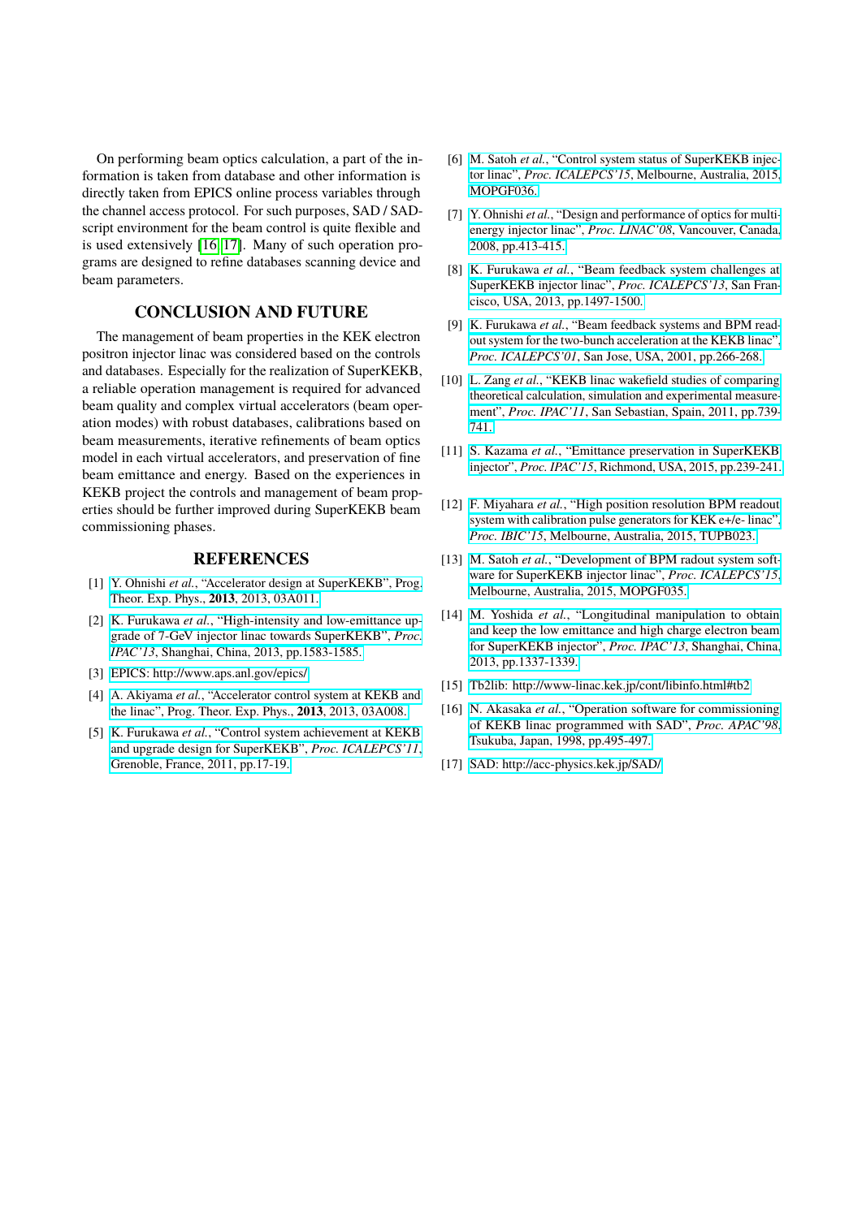On performing beam optics calculation, a part of the information is taken from database and other information is directly taken from EPICS online process variables through the channel access protocol. For such purposes, SAD / SAD-script environment for the beam control is quite flexible and is used extensively [16, 17]. Many of such operation programs are designed to refine databases scanning device and beam parameters.

## CONCLUSION AND FUTURE

The management of beam properties in the KEK electron positron injector linac was considered based on the controls and databases. Especially for the realization of SuperKEKB, a reliable operation management is required for advanced beam quality and complex virtual accelerators (beam operation modes) with robust databases, calibrations based on beam measurements, iterative refinements of beam optics model in each virtual accelerators, and preservation of fine beam emittance and energy. Based on the experiences in KEKB project the controls and management of beam properties should be further improved during SuperKEKB beam commissioning phases.

## REFERENCES

[1] Y. Ohnishi *et al.*, "Accelerator design at SuperKEKB", Prog. Theor. Exp. Phys., **2013**, 2013, 03A011.

[2] K. Furukawa *et al.*, "High-intensity and low-emittance upgrade of 7-GeV injector linac towards SuperKEKB", *Proc. IPAC'13*, Shanghai, China, 2013, pp.1583-1585.

[3] EPICS: http://www.aps.anl.gov/epics/

[4] A. Akiyama *et al.*, "Accelerator control system at KEKB and the linac", Prog. Theor. Exp. Phys., **2013**, 2013, 03A008.

[5] K. Furukawa *et al.*, "Control system achievement at KEKB and upgrade design for SuperKEKB", *Proc. ICALEPCS'11*, Grenoble, France, 2011, pp.17-19.

[6] M. Satoh *et al.*, "Control system status of SuperKEKB injector linac", *Proc. ICALEPCS'15*, Melbourne, Australia, 2015, MOPGF036.

[7] Y. Ohnishi *et al.*, "Design and performance of optics for multi-energy injector linac", *Proc. LINAC'08*, Vancouver, Canada, 2008, pp.413-415.

[8] K. Furukawa *et al.*, "Beam feedback system challenges at SuperKEKB injector linac", *Proc. ICALEPCS'13*, San Francisco, USA, 2013, pp.1497-1500.

[9] K. Furukawa *et al.*, "Beam feedback systems and BPM read-out system for the two-bunch acceleration at the KEKB linac", *Proc. ICALEPCS'01*, San Jose, USA, 2001, pp.266-268.

[10] L. Zang *et al.*, "KEKB linac wakefield studies of comparing theoretical calculation, simulation and experimental measurement", *Proc. IPAC'11*, San Sebastian, Spain, 2011, pp.739-741.

[11] S. Kazama *et al.*, "Emittance preservation in SuperKEKB injector", *Proc. IPAC'15*, Richmond, USA, 2015, pp.239-241.

[12] F. Miyahara *et al.*, "High position resolution BPM readout system with calibration pulse generators for KEK e+/e- linac", *Proc. IBIC'15*, Melbourne, Australia, 2015, TUPB023.

[13] M. Satoh *et al.*, "Development of BPM radout system software for SuperKEKB injector linac", *Proc. ICALEPCS'15*, Melbourne, Australia, 2015, MOPGF035.

[14] M. Yoshida *et al.*, "Longitudinal manipulation to obtain and keep the low emittance and high charge electron beam for SuperKEKB injector", *Proc. IPAC'13*, Shanghai, China, 2013, pp.1337-1339.

[15] Tb2lib: http://www-linac.kek.jp/cont/libinfo.html#tb2

[16] N. Akasaka *et al.*, "Operation software for commissioning of KEKB linac programmed with SAD", *Proc. APAC'98*, Tsukuba, Japan, 1998, pp.495-497.

[17] SAD: http://acc-physics.kek.jp/SAD/